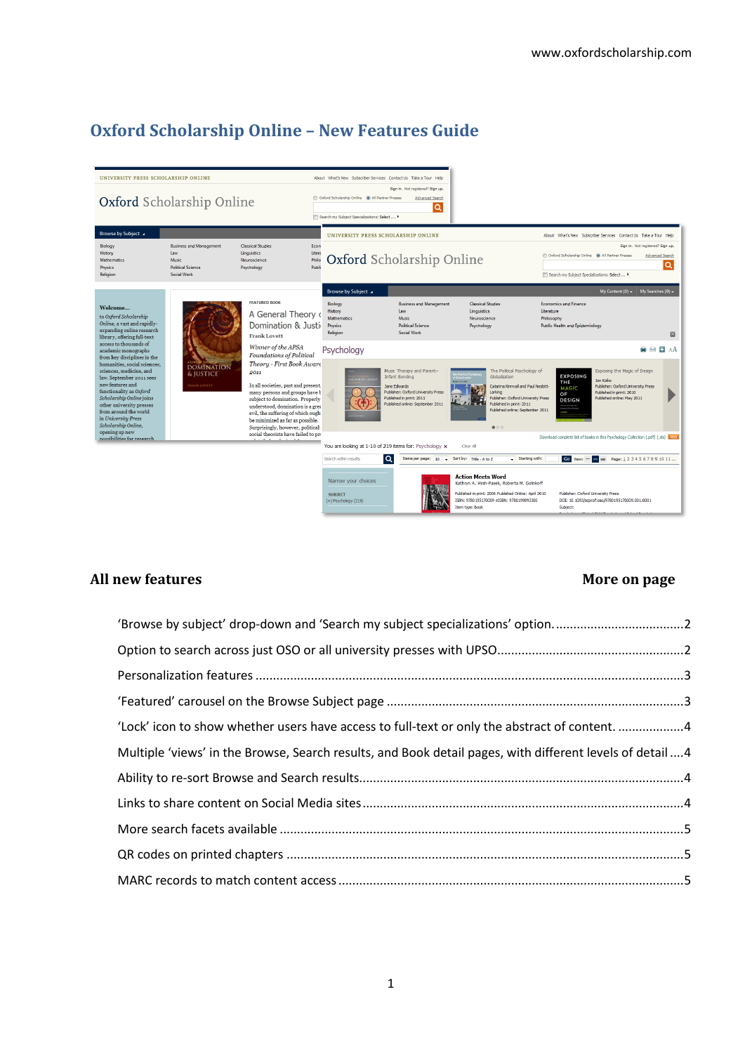www.oxfordscholarship.com

# Oxford Scholarship Online – New Features Guide

| All new features | More on page |
| --- | --- |
| 'Browse by subject' drop-down and 'Search my subject specializations' option. | 2 |
| Option to search across just OSO or all university presses with UPSO | 2 |
| Personalization features | 3 |
| 'Featured' carousel on the Browse Subject page | 3 |
| 'Lock' icon to show whether users have access to full-text or only the abstract of content. | 4 |
| Multiple 'views' in the Browse, Search results, and Book detail pages, with different levels of detail | 4 |
| Ability to re-sort Browse and Search results | 4 |
| Links to share content on Social Media sites | 4 |
| More search facets available | 5 |
| QR codes on printed chapters | 5 |
| MARC records to match content access | 5 |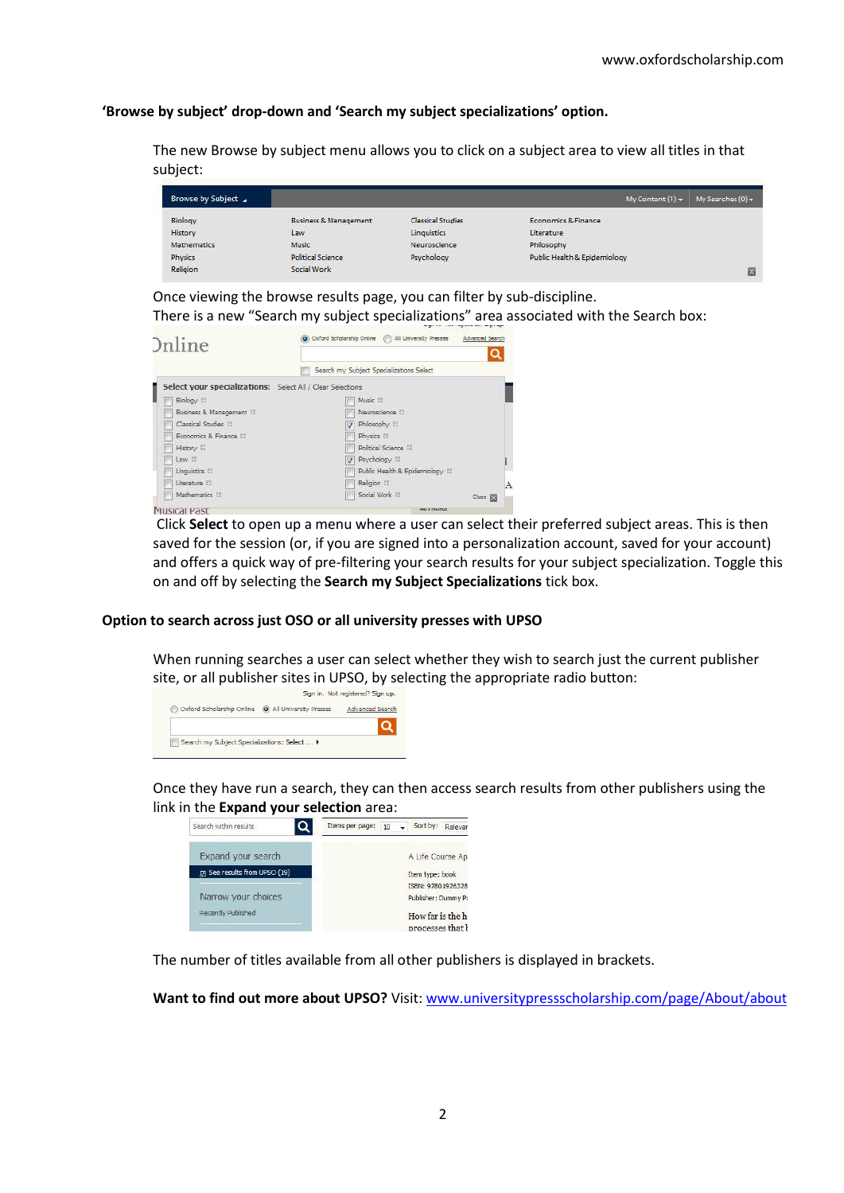**'Browse by subject' drop-down and 'Search my subject specializations' option.**

The new Browse by subject menu allows you to click on a subject area to view all titles in that subject:

Once viewing the browse results page, you can filter by sub-discipline.

There is a new "Search my subject specializations" area associated with the Search box:

Click **Select** to open up a menu where a user can select their preferred subject areas. This is then saved for the session (or, if you are signed into a personalization account, saved for your account) and offers a quick way of pre-filtering your search results for your subject specialization. Toggle this on and off by selecting the **Search my Subject Specializations** tick box.

**Option to search across just OSO or all university presses with UPSO**

When running searches a user can select whether they wish to search just the current publisher site, or all publisher sites in UPSO, by selecting the appropriate radio button:

Once they have run a search, they can then access search results from other publishers using the link in the **Expand your selection** area:

The number of titles available from all other publishers is displayed in brackets.

**Want to find out more about UPSO?** Visit: [www.universitypressscholarship.com/page/About/about](http://www.universitypressscholarship.com/page/About/about)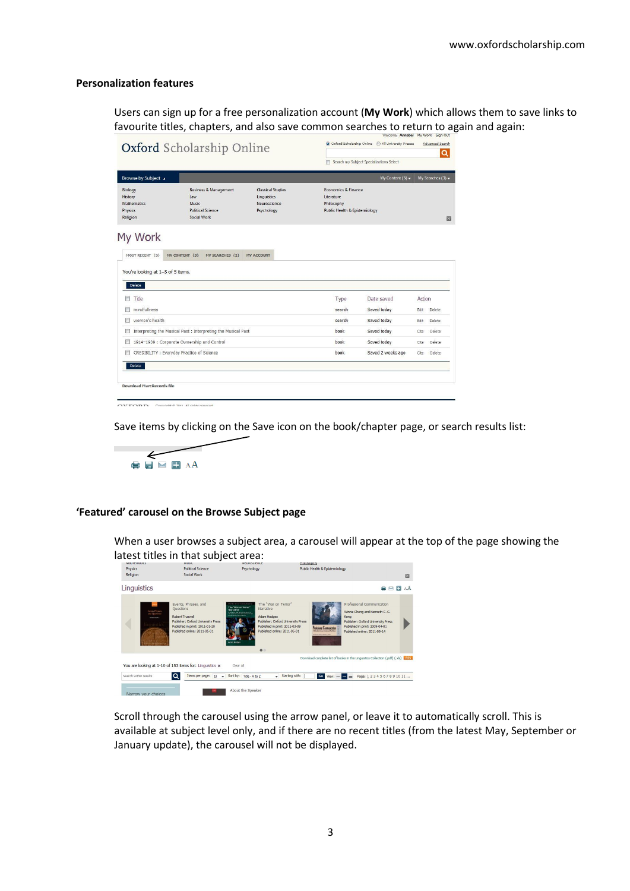## Personalization features

Users can sign up for a free personalization account (**My Work**) which allows them to save links to favourite titles, chapters, and also save common searches to return to again and again:

Save items by clicking on the Save icon on the book/chapter page, or search results list:

## 'Featured' carousel on the Browse Subject page

When a user browses a subject area, a carousel will appear at the top of the page showing the latest titles in that subject area:

Scroll through the carousel using the arrow panel, or leave it to automatically scroll. This is available at subject level only, and if there are no recent titles (from the latest May, September or January update), the carousel will not be displayed.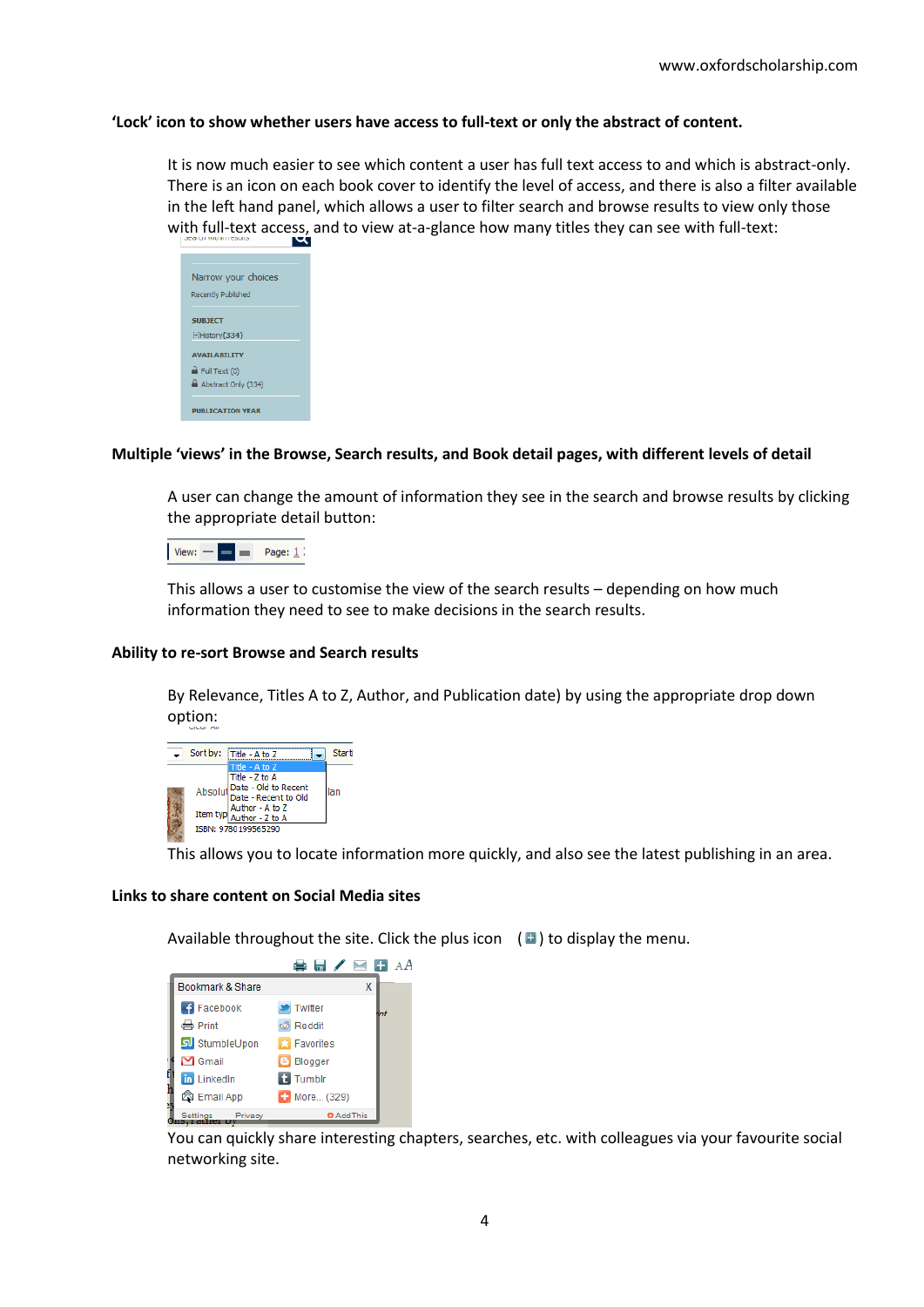**'Lock' icon to show whether users have access to full-text or only the abstract of content.**

It is now much easier to see which content a user has full text access to and which is abstract-only. There is an icon on each book cover to identify the level of access, and there is also a filter available in the left hand panel, which allows a user to filter search and browse results to view only those with full-text access, and to view at-a-glance how many titles they can see with full-text:

**Multiple 'views' in the Browse, Search results, and Book detail pages, with different levels of detail**

A user can change the amount of information they see in the search and browse results by clicking the appropriate detail button:

This allows a user to customise the view of the search results – depending on how much information they need to see to make decisions in the search results.

**Ability to re-sort Browse and Search results**

By Relevance, Titles A to Z, Author, and Publication date) by using the appropriate drop down option:

This allows you to locate information more quickly, and also see the latest publishing in an area.

**Links to share content on Social Media sites**

Available throughout the site. Click the plus icon ( ) to display the menu.

You can quickly share interesting chapters, searches, etc. with colleagues via your favourite social networking site.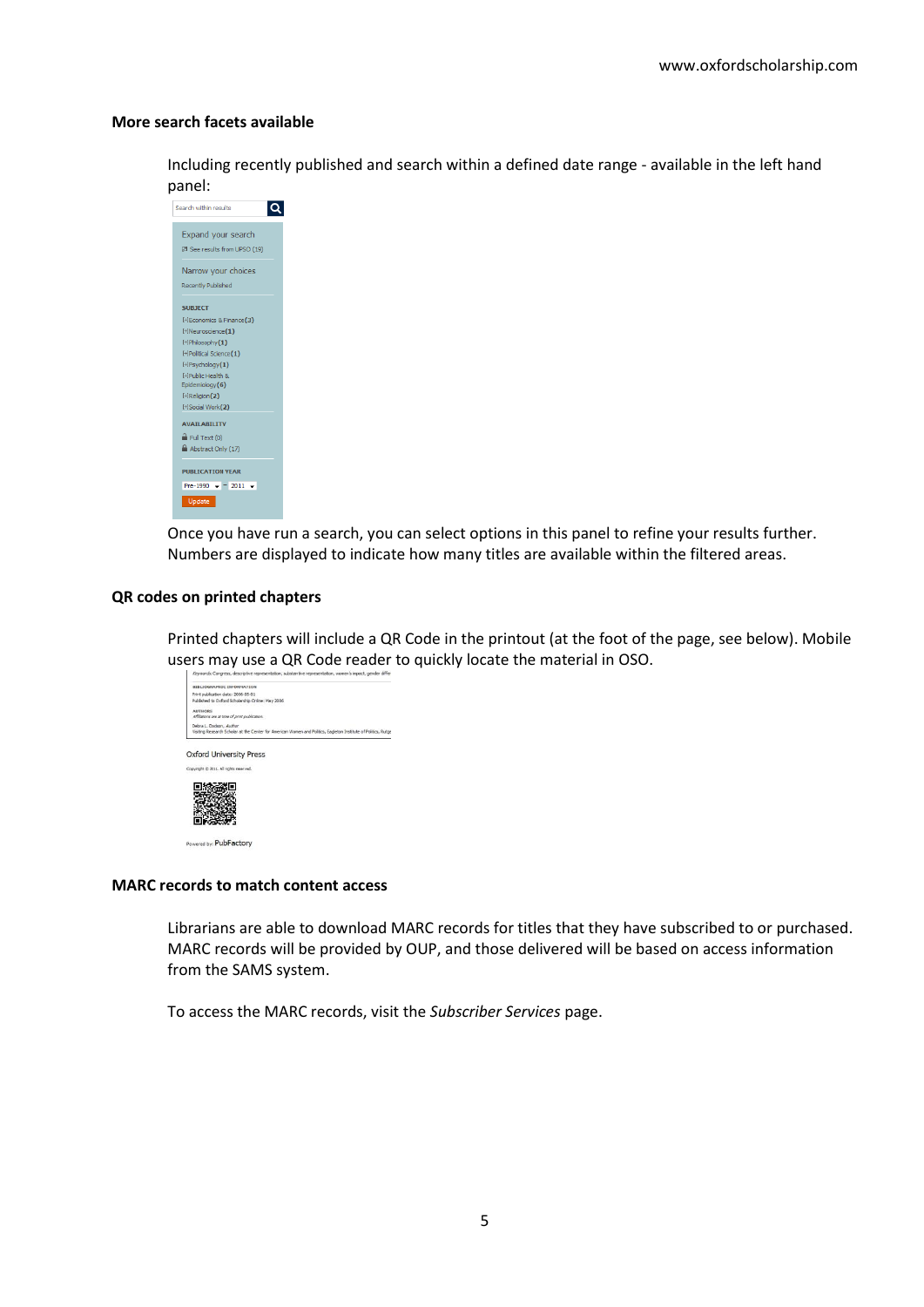### More search facets available

Including recently published and search within a defined date range - available in the left hand panel:

Once you have run a search, you can select options in this panel to refine your results further. Numbers are displayed to indicate how many titles are available within the filtered areas.

### QR codes on printed chapters

Printed chapters will include a QR Code in the printout (at the foot of the page, see below). Mobile users may use a QR Code reader to quickly locate the material in OSO.

### MARC records to match content access

Librarians are able to download MARC records for titles that they have subscribed to or purchased. MARC records will be provided by OUP, and those delivered will be based on access information from the SAMS system.

To access the MARC records, visit the *Subscriber Services* page.